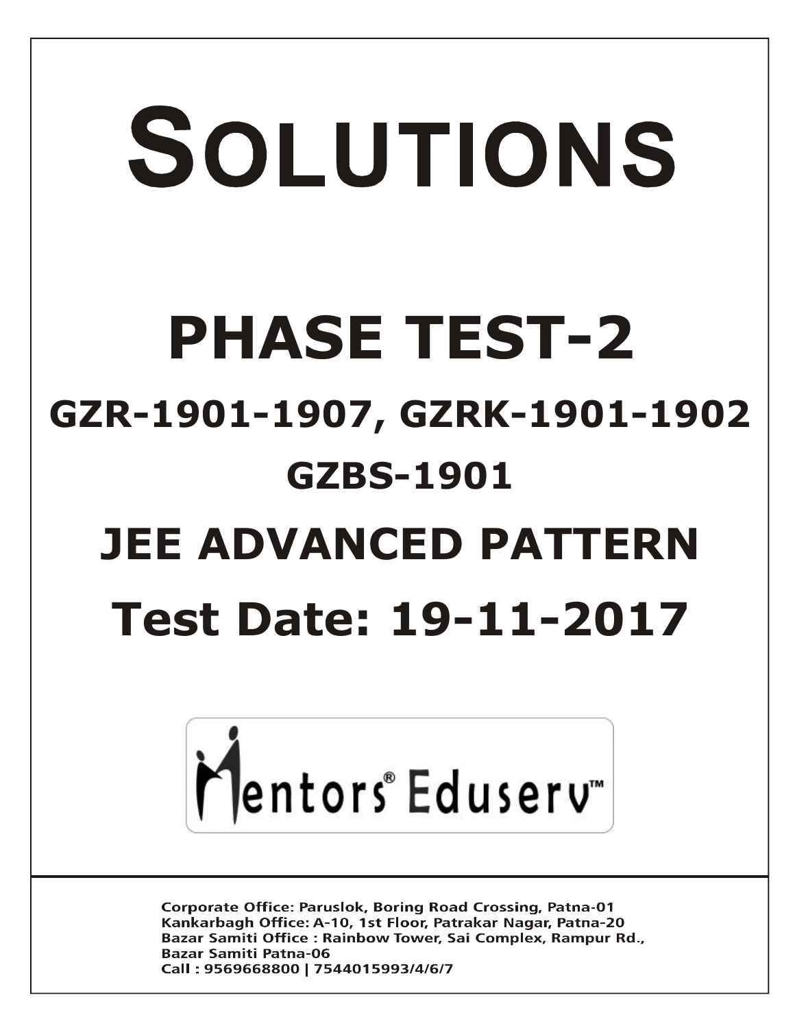# SOLUTIONS

# PHASE TEST-2

## GZR-1901-1907, GZRK-1901-1902

## GZBS-1901

## JEE ADVANCED PATTERN

## Test Date: 19-11-2017

Mentors® Eduserv™

Corporate Office: Paruslok, Boring Road Crossing, Patna-01
Kankarbagh Office: A-10, 1st Floor, Patrakar Nagar, Patna-20
Bazar Samiti Office : Rainbow Tower, Sai Complex, Rampur Rd., Bazar Samiti Patna-06
Call : 9569668800 | 7544015993/4/6/7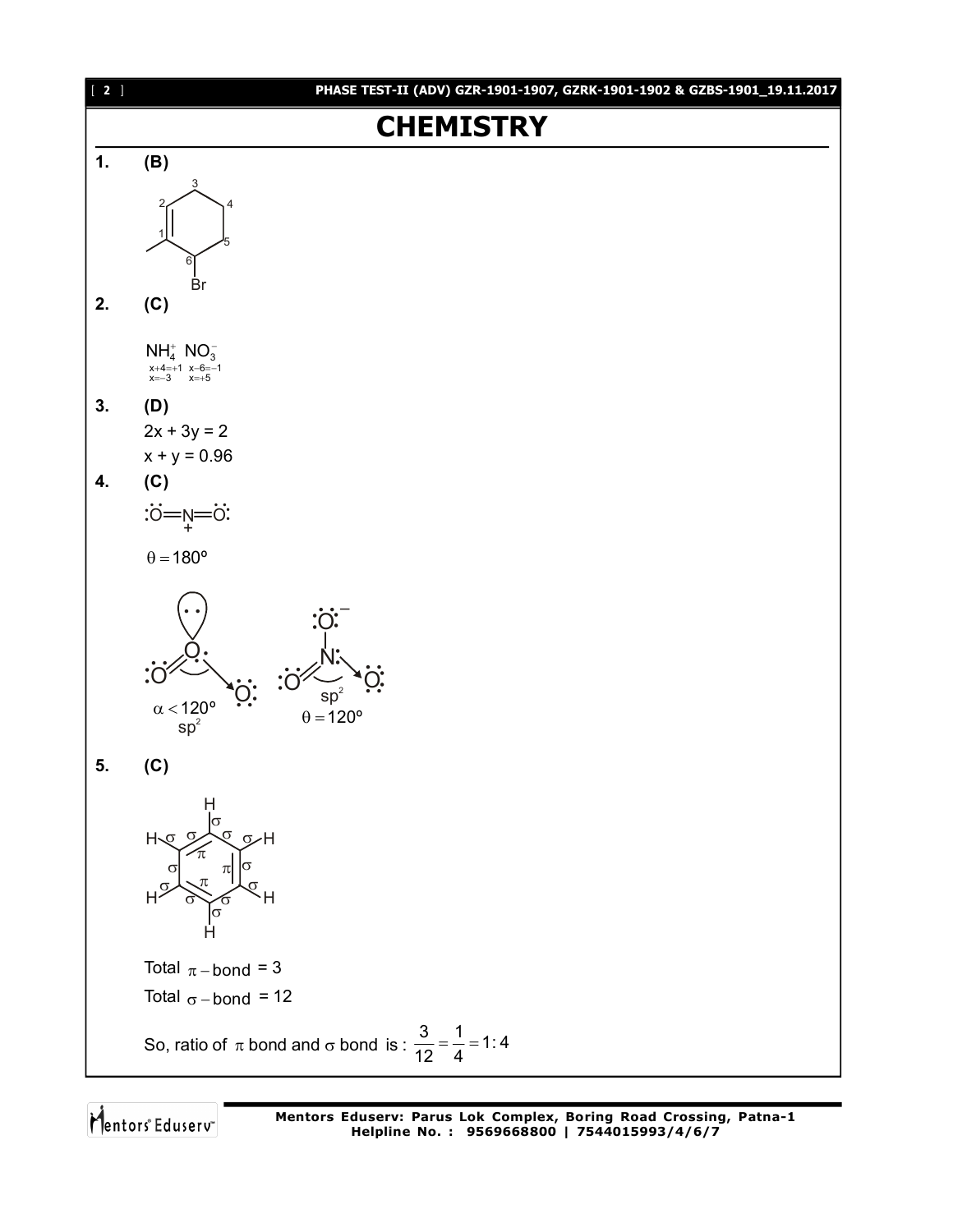# CHEMISTRY

**1.** **(B)**

**2.** **(C)**

$NH_4^+$ $NO_3^-$

$x+4=+1$ $x-6=-1$

$x=-3$ $x=+5$

**3.** **(D)**

$2x + 3y = 2$

$x + y = 0.96$

**4.** **(C)**

$:\ddot{O}=\underset{+}{N}=\ddot{O}:$

$\theta = 180°$

$\alpha < 120°$ $sp^2$

$sp^2$ $\theta = 120°$

**5.** **(C)**

Total $\pi -$ bond = 3

Total $\sigma -$ bond = 12

So, ratio of $\pi$ bond and $\sigma$ bond is : $\frac{3}{12} = \frac{1}{4} = 1:4$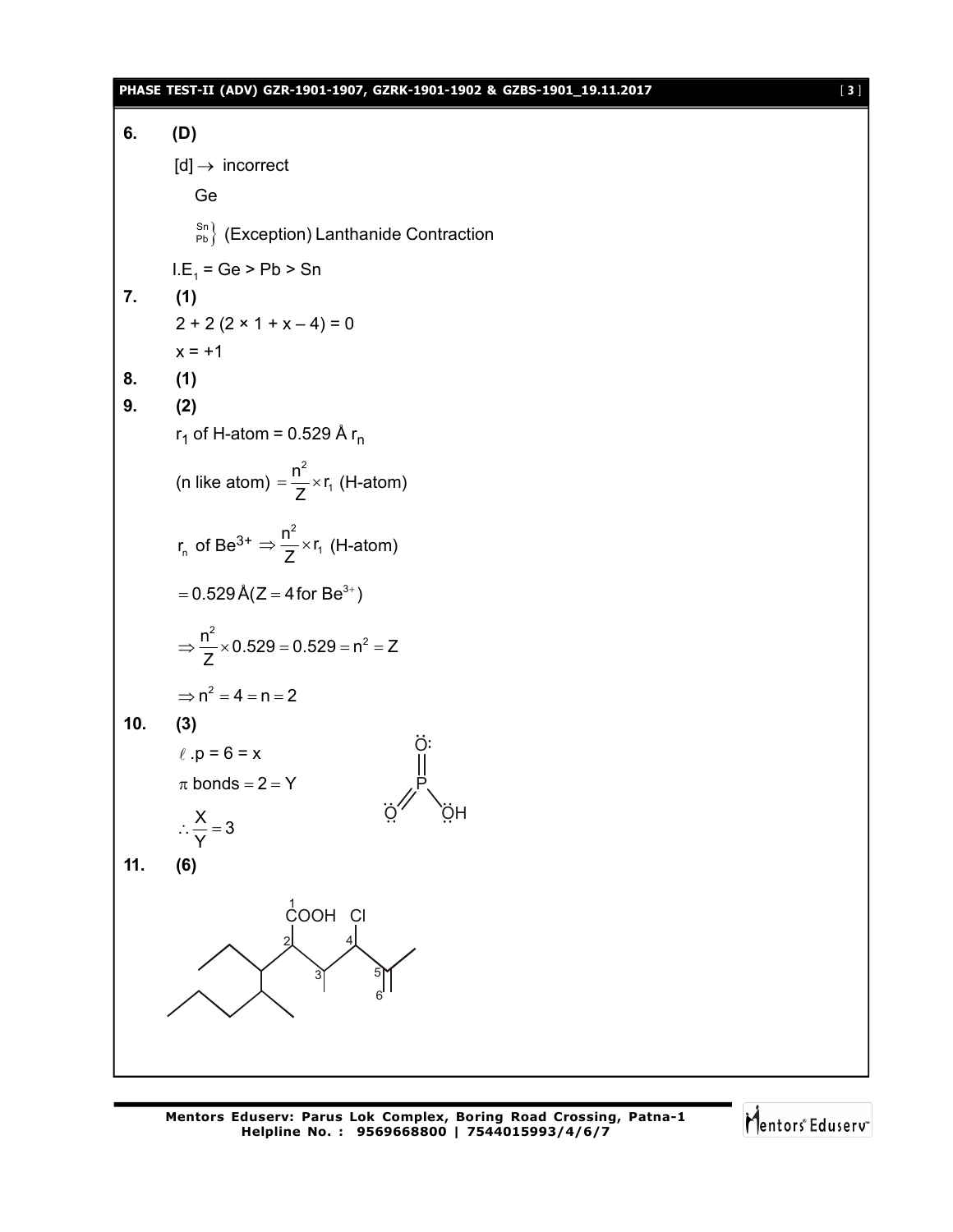**6.** **(D)**

[d] $\rightarrow$ incorrect

Ge

$\left.\begin{matrix}Sn\\Pb\end{matrix}\right\}$ (Exception) Lanthanide Contraction

$I.E_1$ = Ge > Pb > Sn

**7.** **(1)**

$2 + 2\,(2 \times 1 + x - 4) = 0$

$x = +1$

**8.** **(1)**

**9.** **(2)**

$r_1$ of H-atom = 0.529 Å $r_n$

(n like atom) $= \frac{n^2}{Z} \times r_1$ (H-atom)

$r_n$ of $Be^{3+} \Rightarrow \frac{n^2}{Z} \times r_1$ (H-atom)

$= 0.529\,\text{Å}\,(Z = 4 \text{ for } Be^{3+})$

$\Rightarrow \frac{n^2}{Z} \times 0.529 = 0.529 = n^2 = Z$

$\Rightarrow n^2 = 4 = n = 2$

**10.** **(3)**

$\ell$.p = 6 = x

$\pi$ bonds $= 2 = Y$

$\therefore \frac{X}{Y} = 3$

**11.** **(6)**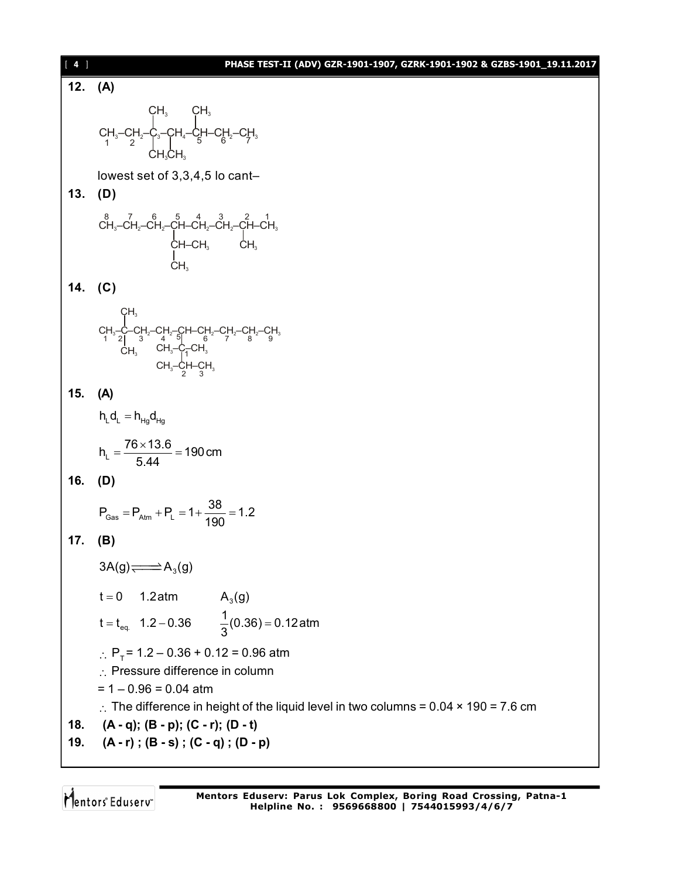**12. (A)**

$$\begin{array}{c} \quad\quad\quad CH_3 \quad\quad CH_3 \\ \quad\quad\quad | \quad\quad\quad\quad | \\ \underset{1}{CH_3}-\underset{2}{CH_2}-\underset{3}{C}-\underset{4}{CH}-\underset{5}{CH}-\underset{6}{CH_2}-\underset{7}{CH_3} \\ \quad\quad\quad | \quad\quad | \\ \quad\quad\quad CH_3 CH_3 \end{array}$$

lowest set of 3,3,4,5 lo cant–

**13. (D)**

$$\begin{array}{c} \overset{8}{CH_3}-\overset{7}{CH_2}-\overset{6}{CH_2}-\overset{5}{CH}-\overset{4}{CH_2}-\overset{3}{CH_2}-\overset{2}{CH}-\overset{1}{CH_3} \\ | \quad\quad\quad\quad\quad | \\ CH-CH_3 \quad\quad CH_3 \\ | \\ CH_3 \end{array}$$

**14. (C)**

$$\begin{array}{c} CH_3 \\ | \\ \underset{1}{CH_3}-\underset{2}{C}-\underset{3}{CH_2}-\underset{4}{CH_2}-\underset{5}{CH}-\underset{6}{CH_2}-\underset{7}{CH_2}-\underset{8}{CH_2}-\underset{9}{CH_3} \\ | \quad\quad\quad\quad | \\ CH_3 \quad\quad CH_3-\underset{1}{C}-CH_3 \\ | \\ CH_3-\underset{2}{CH}-\underset{3}{CH_3} \end{array}$$

**15. (A)**

$$h_L d_L = h_{Hg} d_{Hg}$$

$$h_L = \frac{76 \times 13.6}{5.44} = 190\,\text{cm}$$

**16. (D)**

$$P_{Gas} = P_{Atm} + P_L = 1 + \frac{38}{190} = 1.2$$

**17. (B)**

$$3A(g) \rightleftharpoons A_3(g)$$

$t = 0 \quad 1.2\,\text{atm} \quad\quad A_3(g)$

$t = t_{eq.} \quad 1.2 - 0.36 \quad\quad \frac{1}{3}(0.36) = 0.12\,\text{atm}$

$\therefore P_T = 1.2 - 0.36 + 0.12 = 0.96$ atm

$\therefore$ Pressure difference in column

$= 1 - 0.96 = 0.04$ atm

$\therefore$ The difference in height of the liquid level in two columns = $0.04 \times 190 = 7.6$ cm

**18. (A - q); (B - p); (C - r); (D - t)**

**19. (A - r) ; (B - s) ; (C - q) ; (D - p)**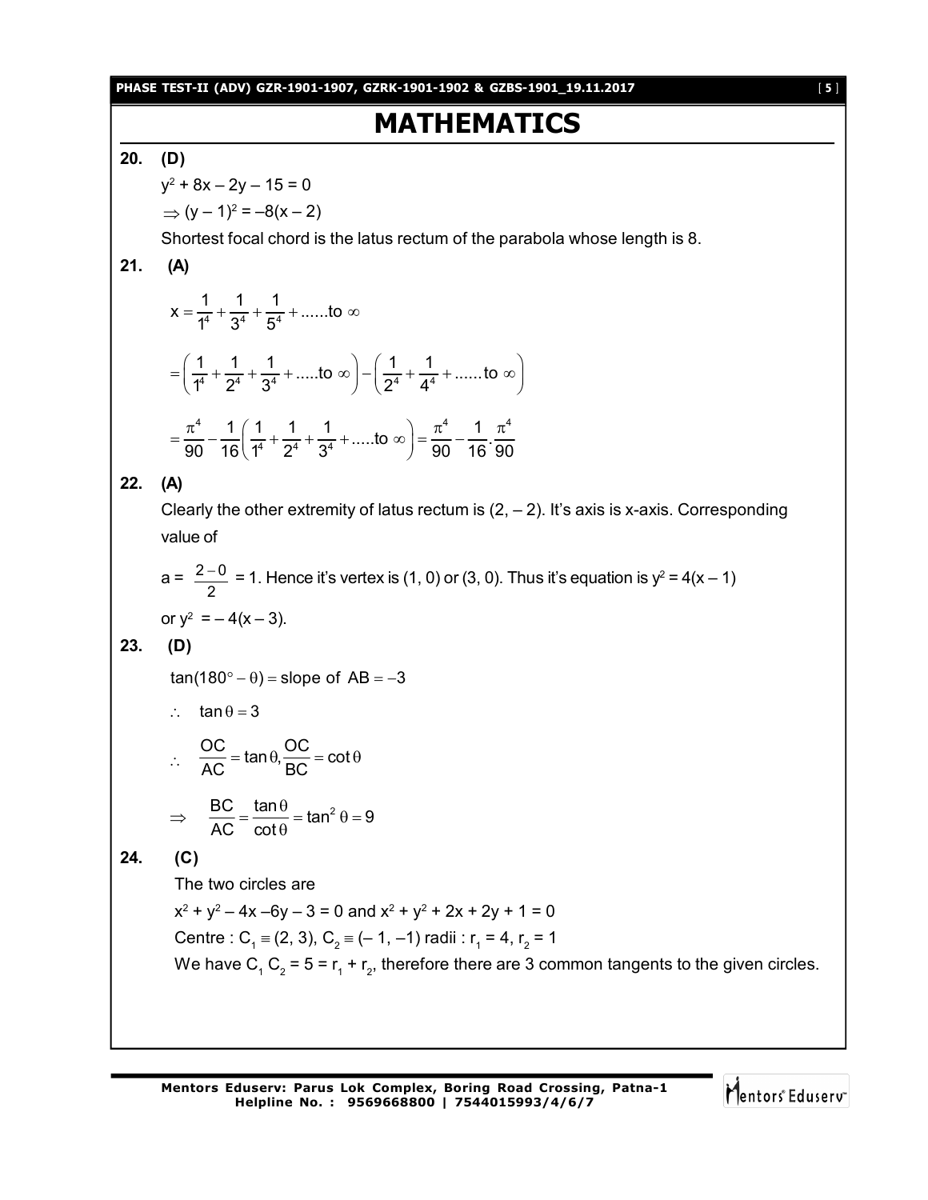# MATHEMATICS

**20. (D)**

$y^2 + 8x - 2y - 15 = 0$

$\Rightarrow (y-1)^2 = -8(x-2)$

Shortest focal chord is the latus rectum of the parabola whose length is 8.

**21. (A)**

$$x = \frac{1}{1^4} + \frac{1}{3^4} + \frac{1}{5^4} + ......\text{to } \infty$$

$$= \left(\frac{1}{1^4} + \frac{1}{2^4} + \frac{1}{3^4} + .....\text{to } \infty\right) - \left(\frac{1}{2^4} + \frac{1}{4^4} + ......\text{to } \infty\right)$$

$$= \frac{\pi^4}{90} - \frac{1}{16}\left(\frac{1}{1^4} + \frac{1}{2^4} + \frac{1}{3^4} + .....\text{to } \infty\right) = \frac{\pi^4}{90} - \frac{1}{16}.\frac{\pi^4}{90}$$

**22. (A)**

Clearly the other extremity of latus rectum is $(2, -2)$. It's axis is x-axis. Corresponding value of

$a = \frac{2-0}{2} = 1$. Hence it's vertex is $(1, 0)$ or $(3, 0)$. Thus it's equation is $y^2 = 4(x-1)$ or $y^2 = -4(x-3)$.

**23. (D)**

$\tan(180^\circ - \theta) = \text{slope of } AB = -3$

$\therefore \quad \tan\theta = 3$

$\therefore \quad \frac{OC}{AC} = \tan\theta, \frac{OC}{BC} = \cot\theta$

$\Rightarrow \quad \frac{BC}{AC} = \frac{\tan\theta}{\cot\theta} = \tan^2\theta = 9$

**24. (C)**

The two circles are

$x^2 + y^2 - 4x - 6y - 3 = 0$ and $x^2 + y^2 + 2x + 2y + 1 = 0$

Centre : $C_1 \equiv (2, 3)$, $C_2 \equiv (-1, -1)$ radii : $r_1 = 4$, $r_2 = 1$

We have $C_1C_2 = 5 = r_1 + r_2$, therefore there are 3 common tangents to the given circles.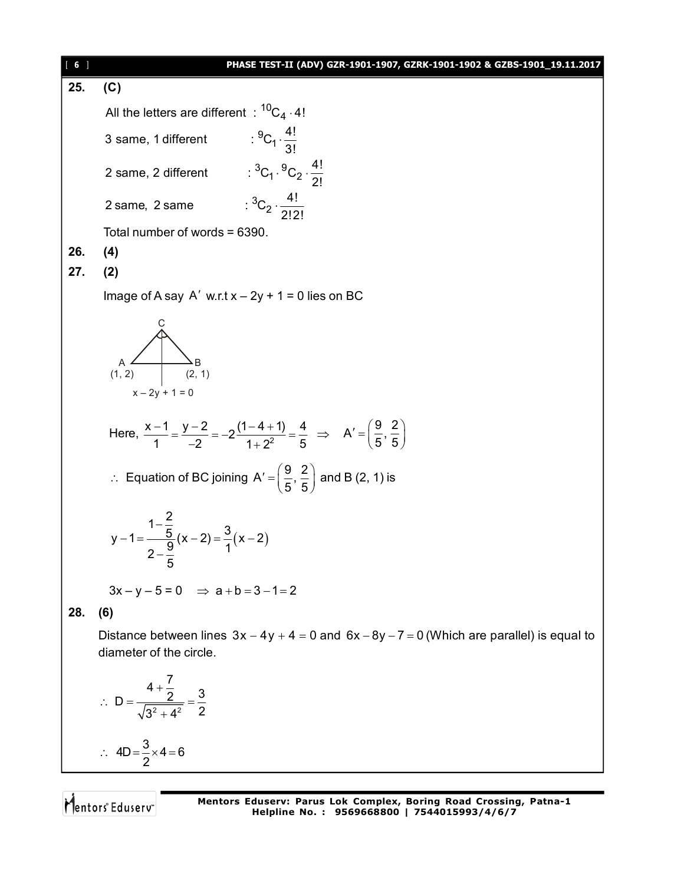**25. (C)**

All the letters are different : $^{10}C_4 \cdot 4!$

3 same, 1 different : $^{9}C_1 \cdot \frac{4!}{3!}$

2 same, 2 different : $^{3}C_1 \cdot {}^{9}C_2 \cdot \frac{4!}{2!}$

2 same, 2 same : $^{3}C_2 \cdot \frac{4!}{2!2!}$

Total number of words = 6390.

**26. (4)**

**27. (2)**

Image of A say $A'$ w.r.t $x - 2y + 1 = 0$ lies on BC

C

A (1, 2)    B (2, 1)

$x - 2y + 1 = 0$

Here, $\frac{x-1}{1} = \frac{y-2}{-2} = -2\frac{(1-4+1)}{1+2^2} = \frac{4}{5} \Rightarrow A' = \left(\frac{9}{5}, \frac{2}{5}\right)$

$\therefore$ Equation of BC joining $A' = \left(\frac{9}{5}, \frac{2}{5}\right)$ and B (2, 1) is

$$y - 1 = \frac{1-\frac{2}{5}}{2-\frac{9}{5}}(x-2) = \frac{3}{1}(x-2)$$

$3x - y - 5 = 0 \quad \Rightarrow a + b = 3 - 1 = 2$

**28. (6)**

Distance between lines $3x - 4y + 4 = 0$ and $6x - 8y - 7 = 0$ (Which are parallel) is equal to diameter of the circle.

$$\therefore D = \frac{4 + \frac{7}{2}}{\sqrt{3^2 + 4^2}} = \frac{3}{2}$$

$$\therefore 4D = \frac{3}{2} \times 4 = 6$$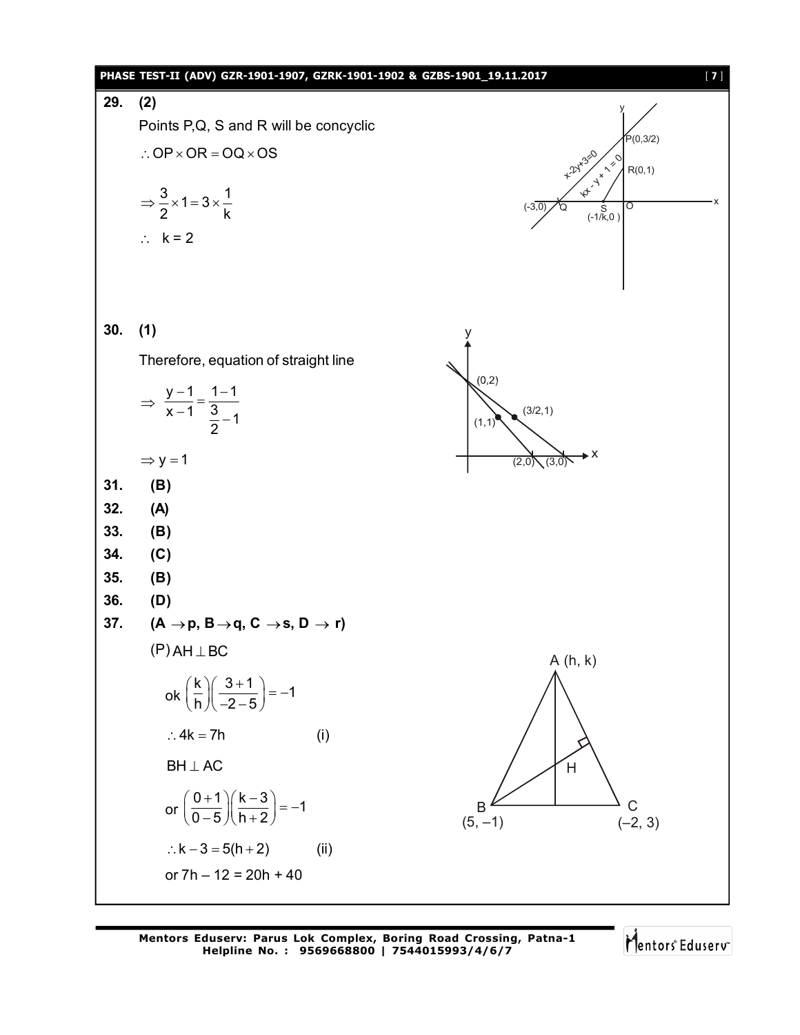**29. (2)**

Points P,Q, S and R will be concyclic

$\therefore OP \times OR = OQ \times OS$

$\Rightarrow \frac{3}{2} \times 1 = 3 \times \frac{1}{k}$

$\therefore \quad k = 2$

**30. (1)**

Therefore, equation of straight line

$\Rightarrow \frac{y-1}{x-1} = \frac{1-1}{\frac{3}{2}-1}$

$\Rightarrow y = 1$

**31. (B)**

**32. (A)**

**33. (B)**

**34. (C)**

**35. (B)**

**36. (D)**

**37. (A $\rightarrow$ p, B $\rightarrow$ q, C $\rightarrow$ s, D $\rightarrow$ r)**

(P) $AH \perp BC$

ok $\left(\frac{k}{h}\right)\left(\frac{3+1}{-2-5}\right) = -1$

$\therefore 4k = 7h$ (i)

$BH \perp AC$

or $\left(\frac{0+1}{0-5}\right)\left(\frac{k-3}{h+2}\right) = -1$

$\therefore k - 3 = 5(h+2)$ (ii)

or $7h - 12 = 20h + 40$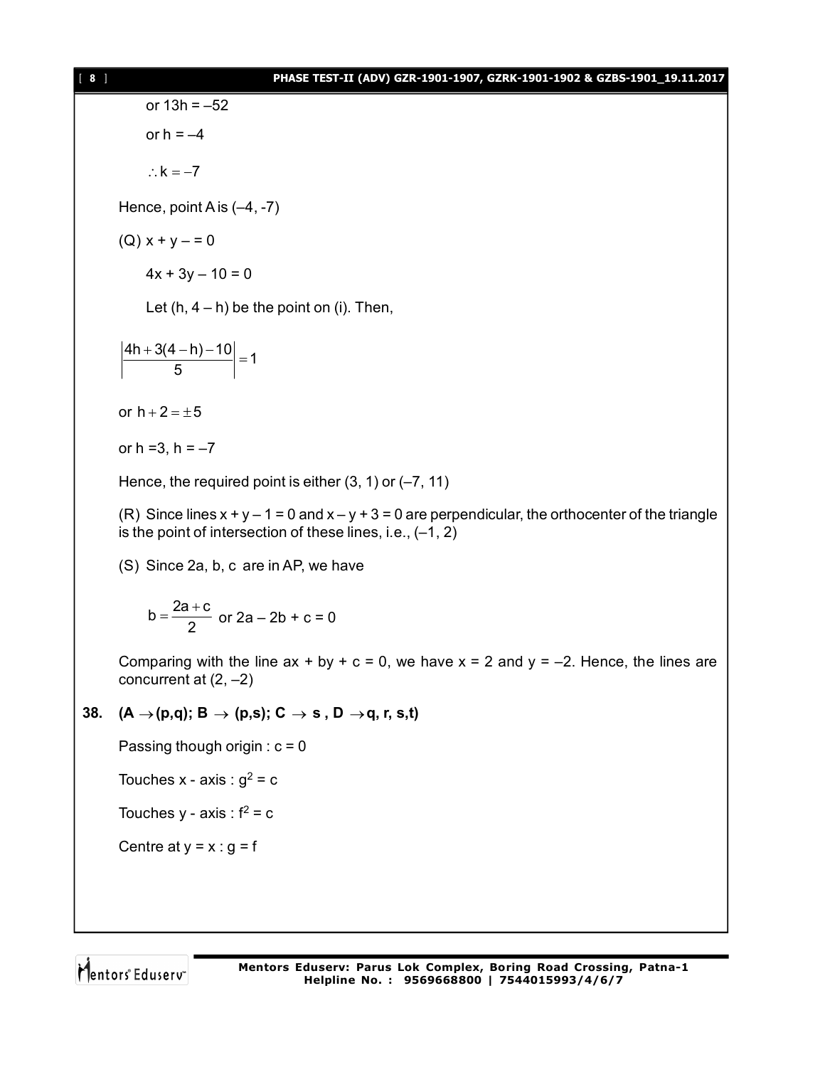or $13h = -52$

or $h = -4$

$\therefore k = -7$

Hence, point A is (–4, -7)

(Q) $x + y - = 0$

$4x + 3y - 10 = 0$

Let $(h, 4 - h)$ be the point on (i). Then,

$$\left|\frac{4h + 3(4-h) - 10}{5}\right| = 1$$

or $h + 2 = \pm 5$

or $h = 3$, $h = -7$

Hence, the required point is either (3, 1) or (–7, 11)

(R) Since lines $x + y - 1 = 0$ and $x - y + 3 = 0$ are perpendicular, the orthocenter of the triangle is the point of intersection of these lines, i.e., (–1, 2)

(S) Since 2a, b, c are in AP, we have

$$b = \frac{2a + c}{2} \text{ or } 2a - 2b + c = 0$$

Comparing with the line $ax + by + c = 0$, we have $x = 2$ and $y = -2$. Hence, the lines are concurrent at (2, –2)

**38. (A $\rightarrow$ (p,q); B $\rightarrow$ (p,s); C $\rightarrow$ s , D $\rightarrow$ q, r, s,t)**

Passing though origin : $c = 0$

Touches x - axis : $g^2 = c$

Touches y - axis : $f^2 = c$

Centre at $y = x$ : $g = f$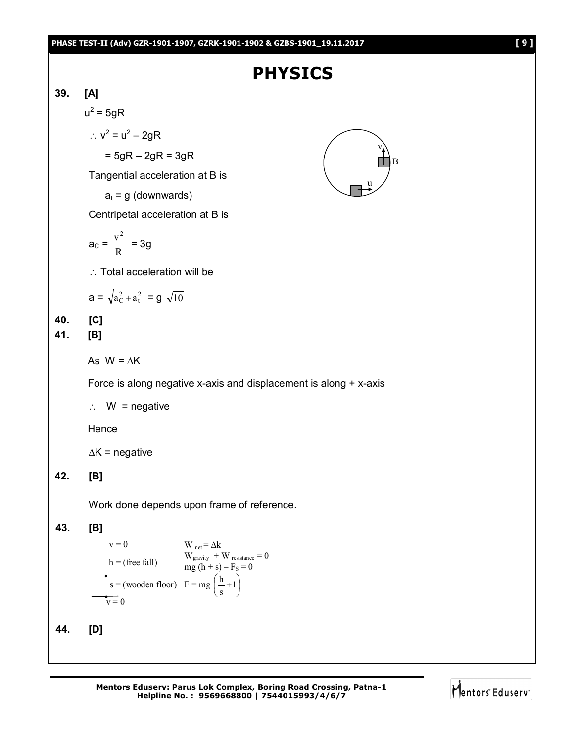# PHYSICS

**39. [A]**

$u^2 = 5gR$

$\therefore\ v^2 = u^2 - 2gR$

$= 5gR - 2gR = 3gR$

Tangential acceleration at B is

$a_t = g$ (downwards)

Centripetal acceleration at B is

$$a_C = \frac{v^2}{R} = 3g$$

$\therefore$ Total acceleration will be

$$a = \sqrt{a_C^2 + a_t^2} = g\sqrt{10}$$

**40. [C]**

**41. [B]**

As $W = \Delta K$

Force is along negative x-axis and displacement is along + x-axis

$\therefore\ W$ = negative

Hence

$\Delta K$ = negative

**42. [B]**

Work done depends upon frame of reference.

**43. [B]**

$v = 0$

$h$ = (free fall)

$s$ = (wooden floor)

$v = 0$

$$W_{net} = \Delta k$$

$$W_{gravity} + W_{resistance} = 0$$

$$mg(h + s) - F_S = 0$$

$$F = mg\left(\frac{h}{s} + 1\right)$$

**44. [D]**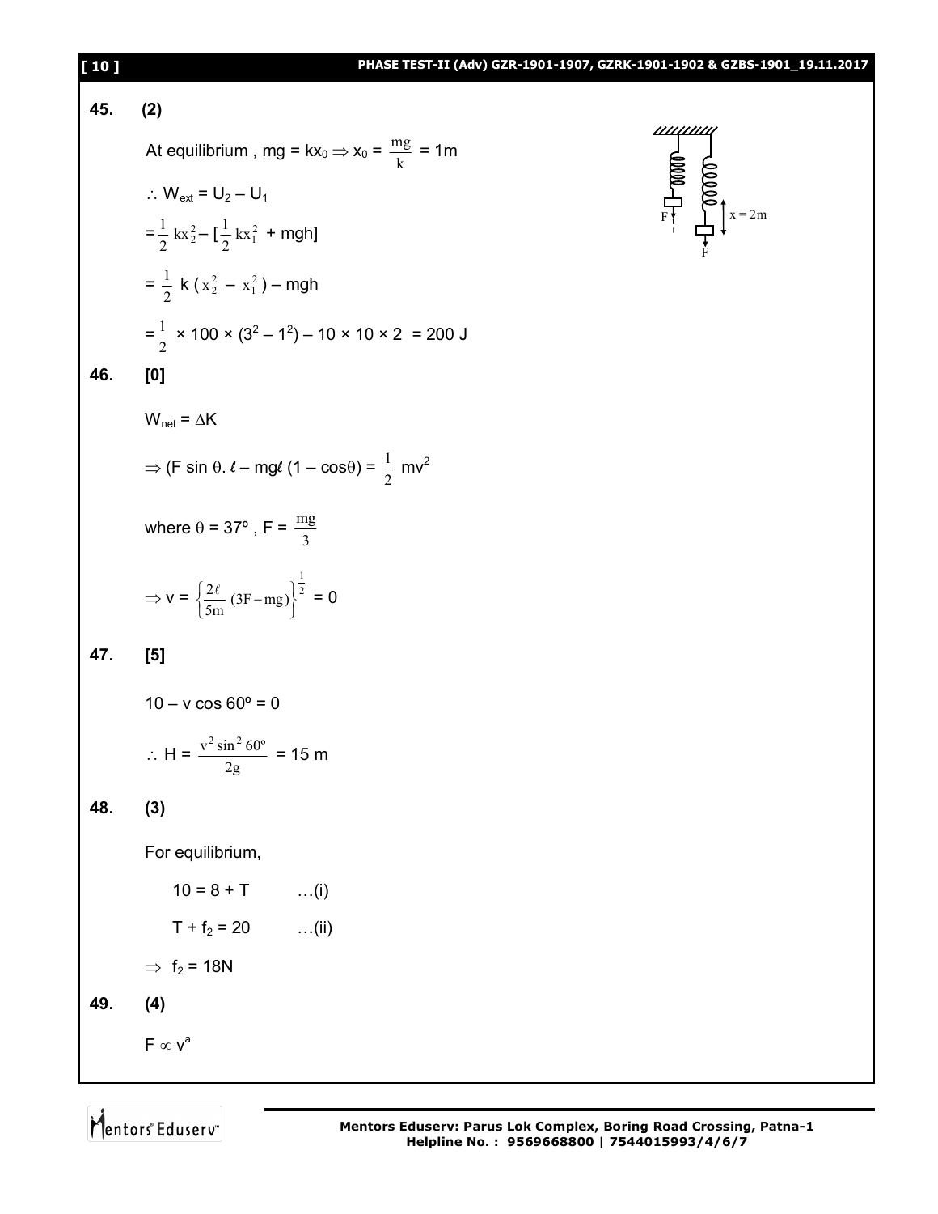**45. (2)**

At equilibrium , $mg = kx_0 \Rightarrow x_0 = \frac{mg}{k} = 1m$

$\therefore W_{ext} = U_2 - U_1$

$= \frac{1}{2}kx_2^2 - [\frac{1}{2}kx_1^2 + mgh]$

$= \frac{1}{2}k(x_2^2 - x_1^2) - mgh$

$= \frac{1}{2} \times 100 \times (3^2 - 1^2) - 10 \times 10 \times 2 = 200$ J

**46. [0]**

$W_{net} = \Delta K$

$\Rightarrow (F \sin\theta.\ \ell - mg\ell(1 - \cos\theta) = \frac{1}{2}mv^2$

where $\theta = 37^o$ , $F = \frac{mg}{3}$

$\Rightarrow v = \left\{\frac{2\ell}{5m}(3F - mg)\right\}^{\frac{1}{2}} = 0$

**47. [5]**

$10 - v\cos 60^o = 0$

$\therefore H = \frac{v^2 \sin^2 60^o}{2g} = 15$ m

**48. (3)**

For equilibrium,

$10 = 8 + T$ …(i)

$T + f_2 = 20$ …(ii)

$\Rightarrow f_2 = 18N$

**49. (4)**

$F \propto v^a$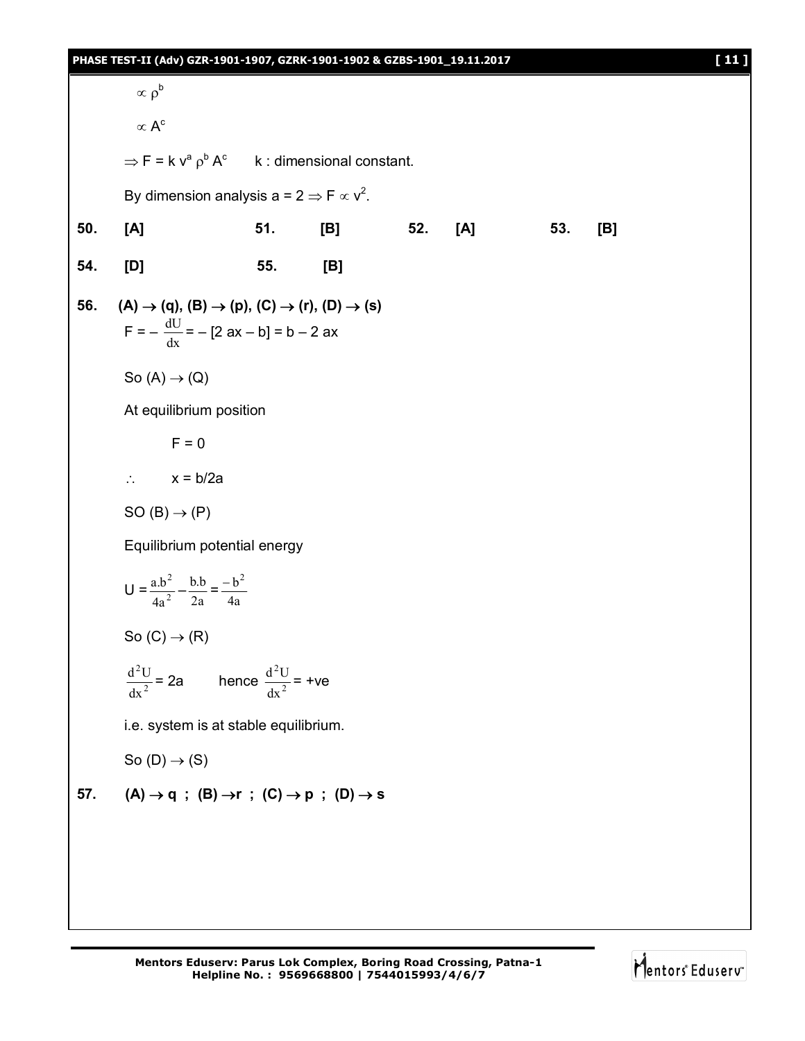$\propto \rho^b$

$\propto A^c$

$\Rightarrow F = k\, v^a \rho^b A^c$ k : dimensional constant.

By dimension analysis $a = 2 \Rightarrow F \propto v^2$.

**50. [A]** **51. [B]** **52. [A]** **53. [B]**

**54. [D]** **55. [B]**

**56. (A) $\rightarrow$ (q), (B) $\rightarrow$ (p), (C) $\rightarrow$ (r), (D) $\rightarrow$ (s)**

$F = -\frac{dU}{dx} = -[2ax - b] = b - 2ax$

So (A) $\rightarrow$ (Q)

At equilibrium position

$F = 0$

$\therefore \quad x = b/2a$

SO (B) $\rightarrow$ (P)

Equilibrium potential energy

$U = \frac{a.b^2}{4a^2} - \frac{b.b}{2a} = \frac{-b^2}{4a}$

So (C) $\rightarrow$ (R)

$\frac{d^2U}{dx^2} = 2a$ hence $\frac{d^2U}{dx^2} = +ve$

i.e. system is at stable equilibrium.

So (D) $\rightarrow$ (S)

**57. (A) $\rightarrow$ q ; (B) $\rightarrow$ r ; (C) $\rightarrow$ p ; (D) $\rightarrow$ s**